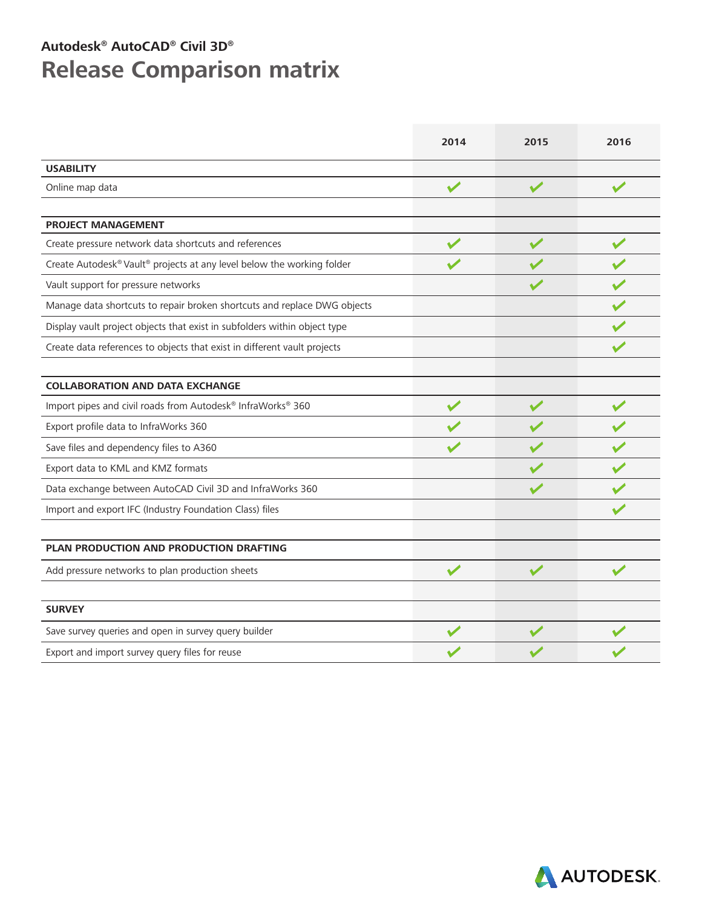# Autodesk® AutoCAD® Civil 3D®

## Release Comparison matrix

| | 2014 | 2015 | 2016 |
|---|---|---|---|
| **USABILITY** | | | |
| Online map data | ✔ | ✔ | ✔ |
| **PROJECT MANAGEMENT** | | | |
| Create pressure network data shortcuts and references | ✔ | ✔ | ✔ |
| Create Autodesk® Vault® projects at any level below the working folder | ✔ | ✔ | ✔ |
| Vault support for pressure networks | | ✔ | ✔ |
| Manage data shortcuts to repair broken shortcuts and replace DWG objects | | | ✔ |
| Display vault project objects that exist in subfolders within object type | | | ✔ |
| Create data references to objects that exist in different vault projects | | | ✔ |
| **COLLABORATION AND DATA EXCHANGE** | | | |
| Import pipes and civil roads from Autodesk® InfraWorks® 360 | ✔ | ✔ | ✔ |
| Export profile data to InfraWorks 360 | ✔ | ✔ | ✔ |
| Save files and dependency files to A360 | ✔ | ✔ | ✔ |
| Export data to KML and KMZ formats | | ✔ | ✔ |
| Data exchange between AutoCAD Civil 3D and InfraWorks 360 | | ✔ | ✔ |
| Import and export IFC (Industry Foundation Class) files | | | ✔ |
| **PLAN PRODUCTION AND PRODUCTION DRAFTING** | | | |
| Add pressure networks to plan production sheets | ✔ | ✔ | ✔ |
| **SURVEY** | | | |
| Save survey queries and open in survey query builder | ✔ | ✔ | ✔ |
| Export and import survey query files for reuse | ✔ | ✔ | ✔ |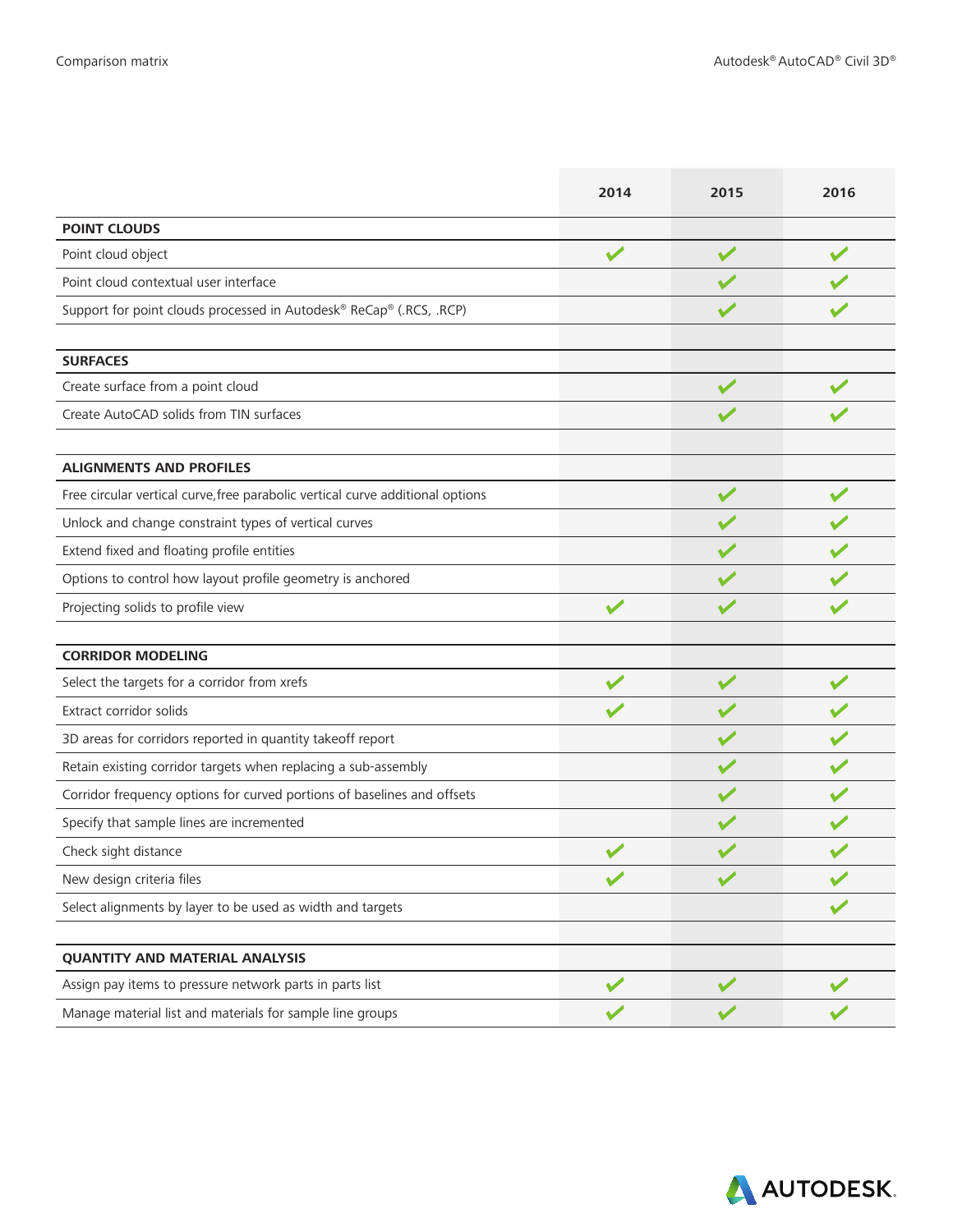| | 2014 | 2015 | 2016 |
|---|---|---|---|
| **POINT CLOUDS** | | | |
| Point cloud object | ✓ | ✓ | ✓ |
| Point cloud contextual user interface | | ✓ | ✓ |
| Support for point clouds processed in Autodesk® ReCap® (.RCS, .RCP) | | ✓ | ✓ |
| | | | |
| **SURFACES** | | | |
| Create surface from a point cloud | | ✓ | ✓ |
| Create AutoCAD solids from TIN surfaces | | ✓ | ✓ |
| | | | |
| **ALIGNMENTS AND PROFILES** | | | |
| Free circular vertical curve,free parabolic vertical curve additional options | | ✓ | ✓ |
| Unlock and change constraint types of vertical curves | | ✓ | ✓ |
| Extend fixed and floating profile entities | | ✓ | ✓ |
| Options to control how layout profile geometry is anchored | | ✓ | ✓ |
| Projecting solids to profile view | ✓ | ✓ | ✓ |
| | | | |
| **CORRIDOR MODELING** | | | |
| Select the targets for a corridor from xrefs | ✓ | ✓ | ✓ |
| Extract corridor solids | ✓ | ✓ | ✓ |
| 3D areas for corridors reported in quantity takeoff report | | ✓ | ✓ |
| Retain existing corridor targets when replacing a sub-assembly | | ✓ | ✓ |
| Corridor frequency options for curved portions of baselines and offsets | | ✓ | ✓ |
| Specify that sample lines are incremented | | ✓ | ✓ |
| Check sight distance | ✓ | ✓ | ✓ |
| New design criteria files | ✓ | ✓ | ✓ |
| Select alignments by layer to be used as width and targets | | | ✓ |
| | | | |
| **QUANTITY AND MATERIAL ANALYSIS** | | | |
| Assign pay items to pressure network parts in parts list | ✓ | ✓ | ✓ |
| Manage material list and materials for sample line groups | ✓ | ✓ | ✓ |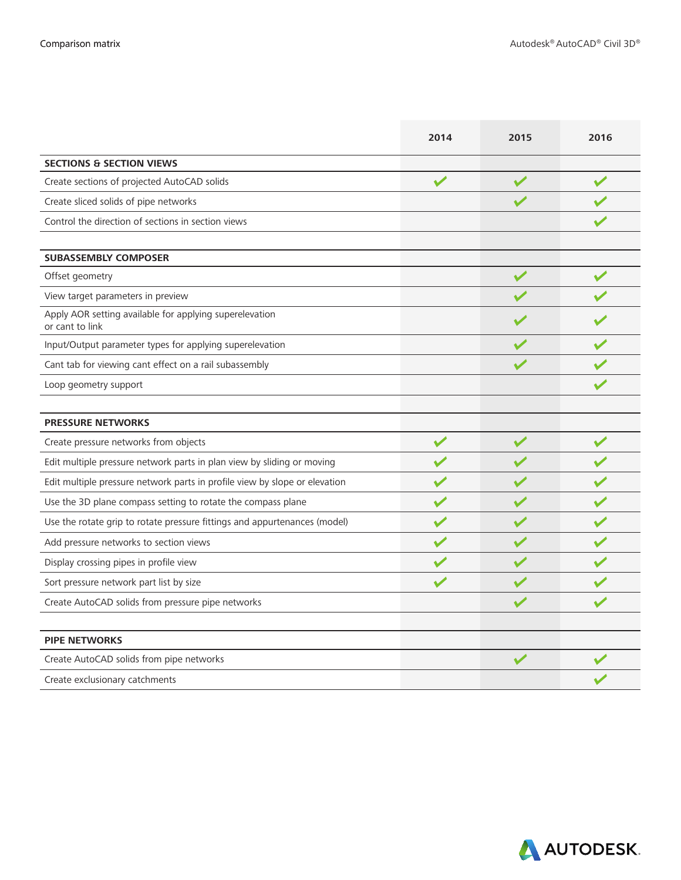| | 2014 | 2015 | 2016 |
|---|---|---|---|
| **SECTIONS & SECTION VIEWS** | | | |
| Create sections of projected AutoCAD solids | ✔ | ✔ | ✔ |
| Create sliced solids of pipe networks | | ✔ | ✔ |
| Control the direction of sections in section views | | | ✔ |
| **SUBASSEMBLY COMPOSER** | | | |
| Offset geometry | | ✔ | ✔ |
| View target parameters in preview | | ✔ | ✔ |
| Apply AOR setting available for applying superelevation or cant to link | | ✔ | ✔ |
| Input/Output parameter types for applying superelevation | | ✔ | ✔ |
| Cant tab for viewing cant effect on a rail subassembly | | ✔ | ✔ |
| Loop geometry support | | | ✔ |
| **PRESSURE NETWORKS** | | | |
| Create pressure networks from objects | ✔ | ✔ | ✔ |
| Edit multiple pressure network parts in plan view by sliding or moving | ✔ | ✔ | ✔ |
| Edit multiple pressure network parts in profile view by slope or elevation | ✔ | ✔ | ✔ |
| Use the 3D plane compass setting to rotate the compass plane | ✔ | ✔ | ✔ |
| Use the rotate grip to rotate pressure fittings and appurtenances (model) | ✔ | ✔ | ✔ |
| Add pressure networks to section views | ✔ | ✔ | ✔ |
| Display crossing pipes in profile view | ✔ | ✔ | ✔ |
| Sort pressure network part list by size | ✔ | ✔ | ✔ |
| Create AutoCAD solids from pressure pipe networks | | ✔ | ✔ |
| **PIPE NETWORKS** | | | |
| Create AutoCAD solids from pipe networks | | ✔ | ✔ |
| Create exclusionary catchments | | | ✔ |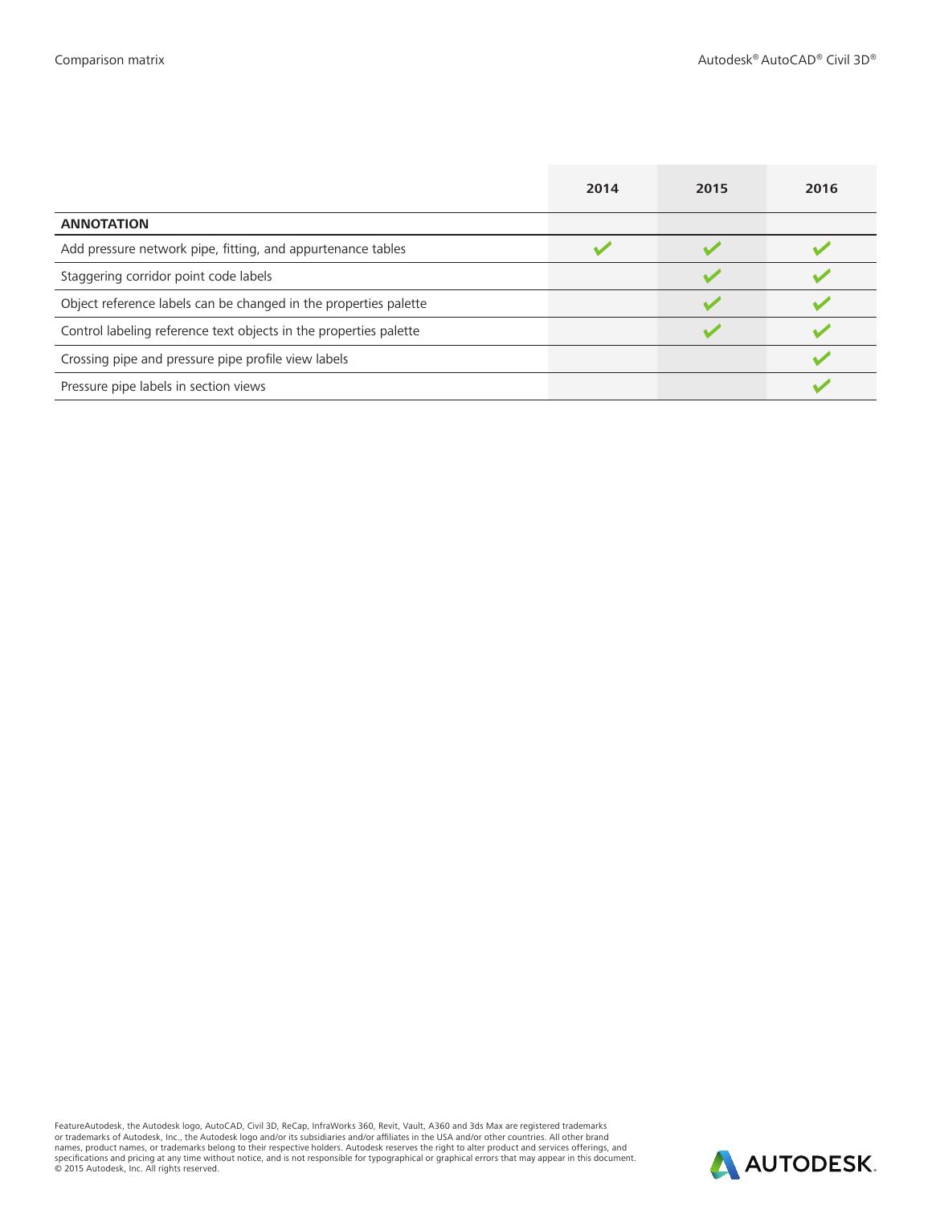| | 2014 | 2015 | 2016 |
|---|---|---|---|
| **ANNOTATION** | | | |
| Add pressure network pipe, fitting, and appurtenance tables | ✔ | ✔ | ✔ |
| Staggering corridor point code labels | | ✔ | ✔ |
| Object reference labels can be changed in the properties palette | | ✔ | ✔ |
| Control labeling reference text objects in the properties palette | | ✔ | ✔ |
| Crossing pipe and pressure pipe profile view labels | | | ✔ |
| Pressure pipe labels in section views | | | ✔ |

FeatureAutodesk, the Autodesk logo, AutoCAD, Civil 3D, ReCap, InfraWorks 360, Revit, Vault, A360 and 3ds Max are registered trademarks or trademarks of Autodesk, Inc., the Autodesk logo and/or its subsidiaries and/or affiliates in the USA and/or other countries. All other brand names, product names, or trademarks belong to their respective holders. Autodesk reserves the right to alter product and services offerings, and specifications and pricing at any time without notice, and is not responsible for typographical or graphical errors that may appear in this document. © 2015 Autodesk, Inc. All rights reserved.

AUTODESK.